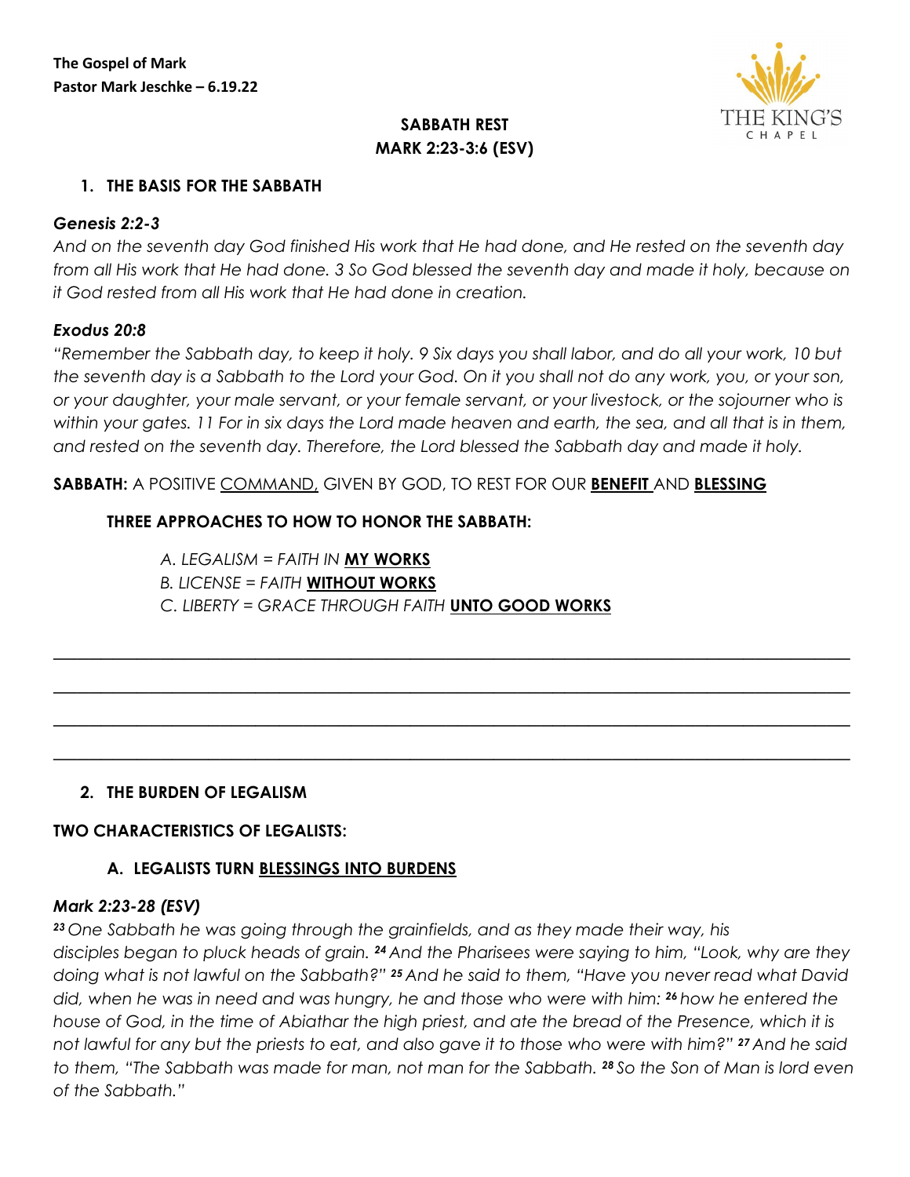**The Gospel of Mark**
**Pastor Mark Jeschke – 6.19.22**

THE KING'S CHAPEL

# SABBATH REST
# MARK 2:23-3:6 (ESV)

## 1. THE BASIS FOR THE SABBATH

***Genesis 2:2-3***

*And on the seventh day God finished His work that He had done, and He rested on the seventh day from all His work that He had done. 3 So God blessed the seventh day and made it holy, because on it God rested from all His work that He had done in creation.*

***Exodus 20:8***

*"Remember the Sabbath day, to keep it holy. 9 Six days you shall labor, and do all your work, 10 but the seventh day is a Sabbath to the Lord your God. On it you shall not do any work, you, or your son, or your daughter, your male servant, or your female servant, or your livestock, or the sojourner who is within your gates. 11 For in six days the Lord made heaven and earth, the sea, and all that is in them, and rested on the seventh day. Therefore, the Lord blessed the Sabbath day and made it holy.*

**SABBATH:** A POSITIVE <u>COMMAND,</u> GIVEN BY GOD, TO REST FOR OUR **<u>BENEFIT</u>** AND **<u>BLESSING</u>**

**THREE APPROACHES TO HOW TO HONOR THE SABBATH:**

*A. LEGALISM = FAITH IN* **<u>MY WORKS</u>**
*B. LICENSE = FAITH* **<u>WITHOUT WORKS</u>**
*C. LIBERTY = GRACE THROUGH FAITH* **<u>UNTO GOOD WORKS</u>**

_______________________________________________________________________________

_______________________________________________________________________________

_______________________________________________________________________________

_______________________________________________________________________________

## 2. THE BURDEN OF LEGALISM

**TWO CHARACTERISTICS OF LEGALISTS:**

### A. LEGALISTS TURN <u>BLESSINGS INTO BURDENS</u>

***Mark 2:23-28 (ESV)***

*[23] One Sabbath he was going through the grainfields, and as they made their way, his disciples began to pluck heads of grain. [24] And the Pharisees were saying to him, "Look, why are they doing what is not lawful on the Sabbath?" [25] And he said to them, "Have you never read what David did, when he was in need and was hungry, he and those who were with him: [26] how he entered the house of God, in the time of Abiathar the high priest, and ate the bread of the Presence, which it is not lawful for any but the priests to eat, and also gave it to those who were with him?" [27] And he said to them, "The Sabbath was made for man, not man for the Sabbath. [28] So the Son of Man is lord even of the Sabbath."*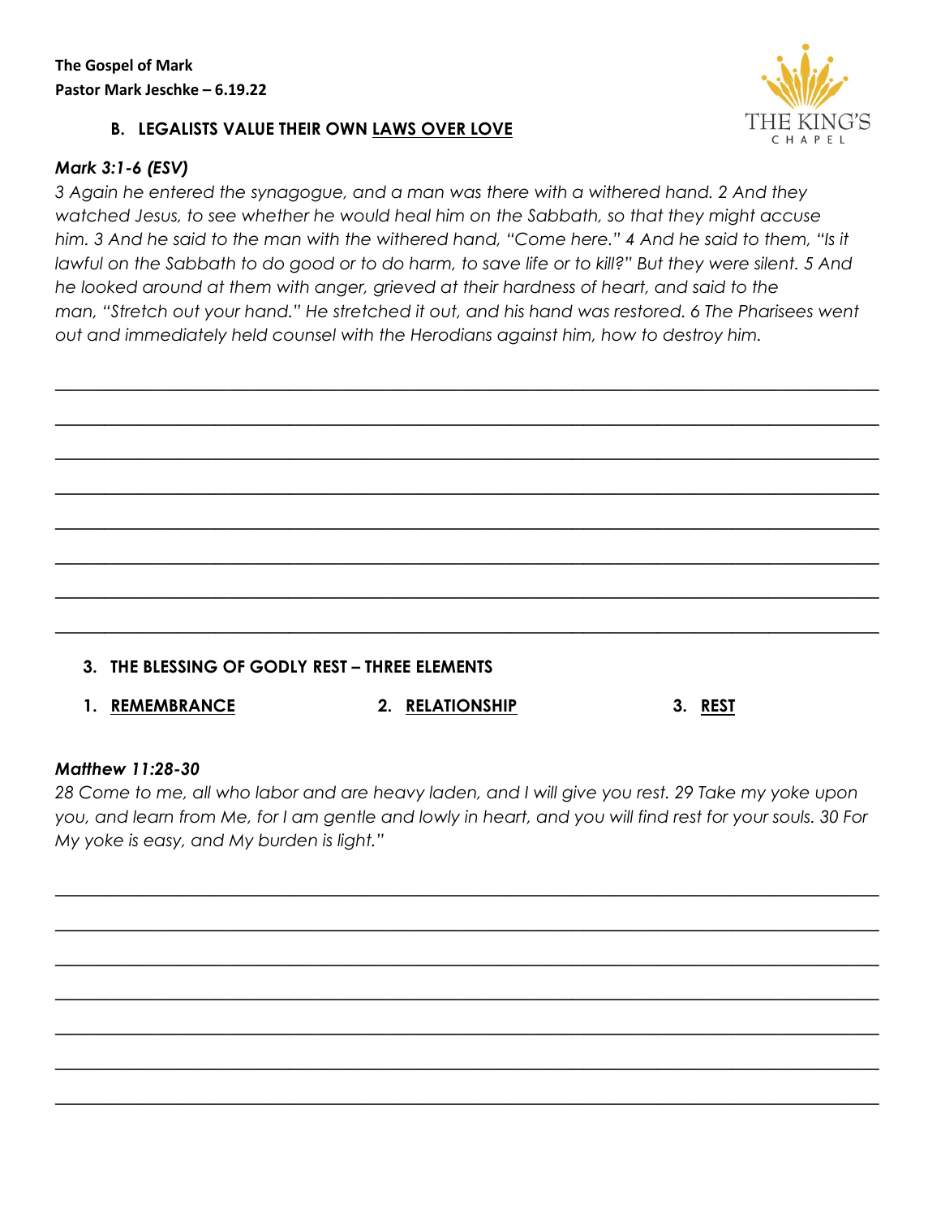**The Gospel of Mark**
**Pastor Mark Jeschke – 6.19.22**

THE KING'S CHAPEL

### B. LEGALISTS VALUE THEIR OWN LAWS OVER LOVE

***Mark 3:1-6 (ESV)***

*3 Again he entered the synagogue, and a man was there with a withered hand. 2 And they watched Jesus, to see whether he would heal him on the Sabbath, so that they might accuse him. 3 And he said to the man with the withered hand, "Come here." 4 And he said to them, "Is it lawful on the Sabbath to do good or to do harm, to save life or to kill?" But they were silent. 5 And he looked around at them with anger, grieved at their hardness of heart, and said to the man, "Stretch out your hand." He stretched it out, and his hand was restored. 6 The Pharisees went out and immediately held counsel with the Herodians against him, how to destroy him.*

### 3. THE BLESSING OF GODLY REST – THREE ELEMENTS

1. **REMEMBRANCE**
2. **RELATIONSHIP**
3. **REST**

***Matthew 11:28-30***

*28 Come to me, all who labor and are heavy laden, and I will give you rest. 29 Take my yoke upon you, and learn from Me, for I am gentle and lowly in heart, and you will find rest for your souls. 30 For My yoke is easy, and My burden is light."*